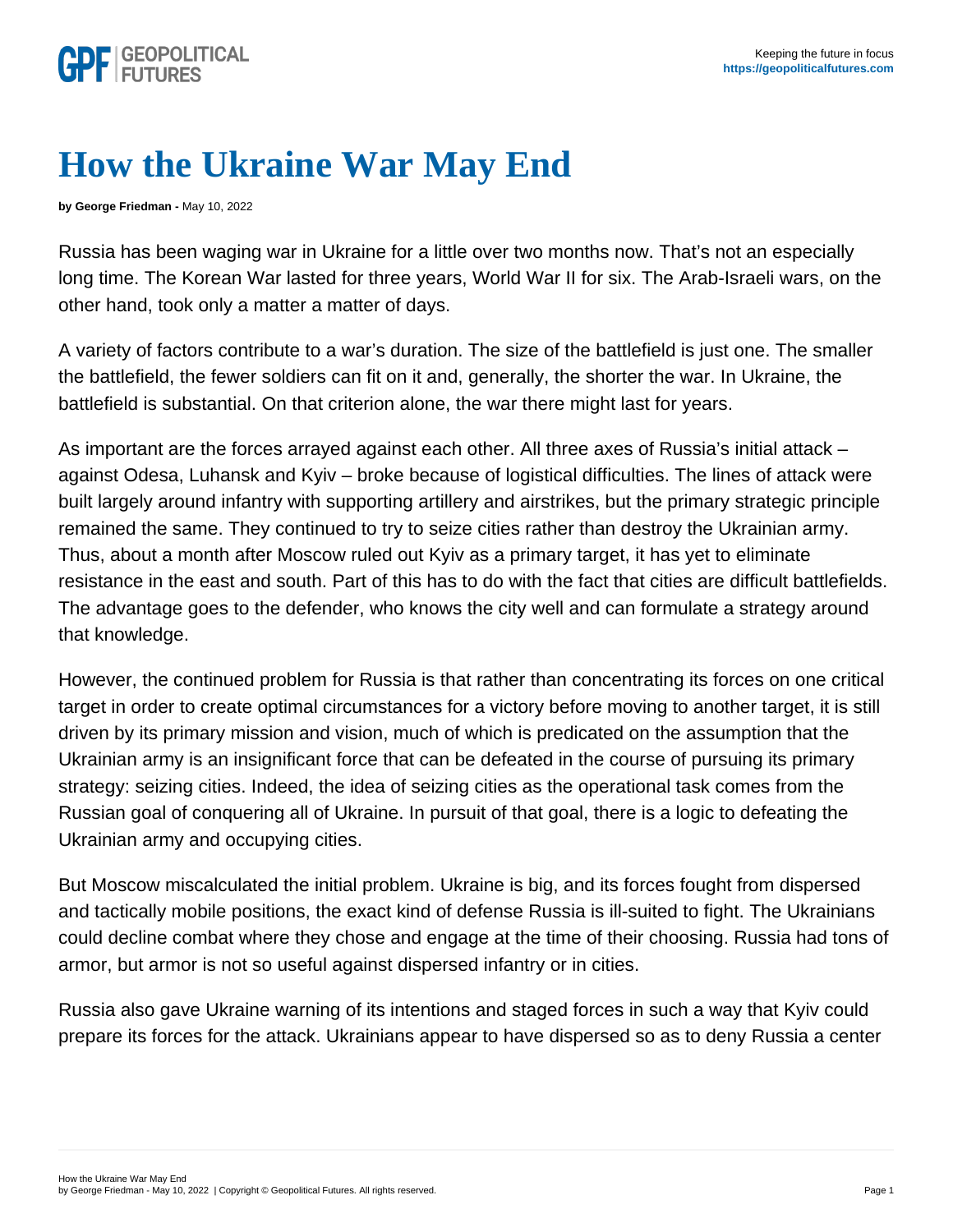# How the Ukraine War May End

**by George Friedman -** May 10, 2022

Russia has been waging war in Ukraine for a little over two months now. That's not an especially long time. The Korean War lasted for three years, World War II for six. The Arab-Israeli wars, on the other hand, took only a matter a matter of days.

A variety of factors contribute to a war's duration. The size of the battlefield is just one. The smaller the battlefield, the fewer soldiers can fit on it and, generally, the shorter the war. In Ukraine, the battlefield is substantial. On that criterion alone, the war there might last for years.

As important are the forces arrayed against each other. All three axes of Russia's initial attack – against Odesa, Luhansk and Kyiv – broke because of logistical difficulties. The lines of attack were built largely around infantry with supporting artillery and airstrikes, but the primary strategic principle remained the same. They continued to try to seize cities rather than destroy the Ukrainian army. Thus, about a month after Moscow ruled out Kyiv as a primary target, it has yet to eliminate resistance in the east and south. Part of this has to do with the fact that cities are difficult battlefields. The advantage goes to the defender, who knows the city well and can formulate a strategy around that knowledge.

However, the continued problem for Russia is that rather than concentrating its forces on one critical target in order to create optimal circumstances for a victory before moving to another target, it is still driven by its primary mission and vision, much of which is predicated on the assumption that the Ukrainian army is an insignificant force that can be defeated in the course of pursuing its primary strategy: seizing cities. Indeed, the idea of seizing cities as the operational task comes from the Russian goal of conquering all of Ukraine. In pursuit of that goal, there is a logic to defeating the Ukrainian army and occupying cities.

But Moscow miscalculated the initial problem. Ukraine is big, and its forces fought from dispersed and tactically mobile positions, the exact kind of defense Russia is ill-suited to fight. The Ukrainians could decline combat where they chose and engage at the time of their choosing. Russia had tons of armor, but armor is not so useful against dispersed infantry or in cities.

Russia also gave Ukraine warning of its intentions and staged forces in such a way that Kyiv could prepare its forces for the attack. Ukrainians appear to have dispersed so as to deny Russia a center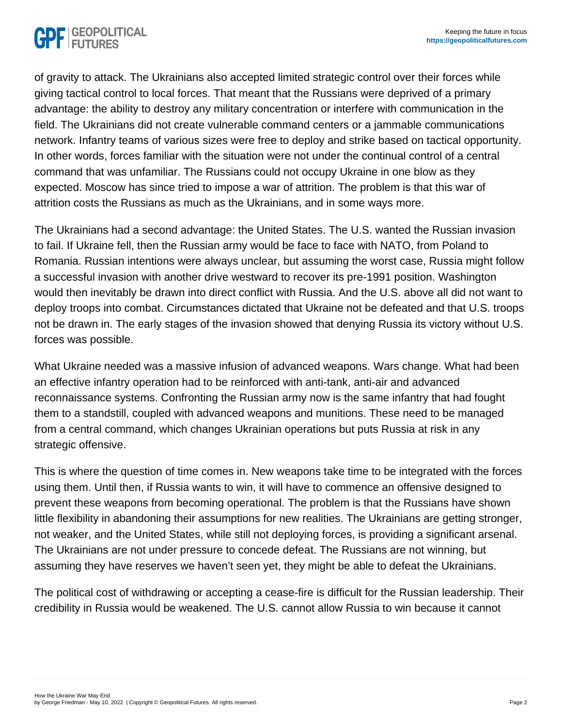of gravity to attack. The Ukrainians also accepted limited strategic control over their forces while giving tactical control to local forces. That meant that the Russians were deprived of a primary advantage: the ability to destroy any military concentration or interfere with communication in the field. The Ukrainians did not create vulnerable command centers or a jammable communications network. Infantry teams of various sizes were free to deploy and strike based on tactical opportunity. In other words, forces familiar with the situation were not under the continual control of a central command that was unfamiliar. The Russians could not occupy Ukraine in one blow as they expected. Moscow has since tried to impose a war of attrition. The problem is that this war of attrition costs the Russians as much as the Ukrainians, and in some ways more.

The Ukrainians had a second advantage: the United States. The U.S. wanted the Russian invasion to fail. If Ukraine fell, then the Russian army would be face to face with NATO, from Poland to Romania. Russian intentions were always unclear, but assuming the worst case, Russia might follow a successful invasion with another drive westward to recover its pre-1991 position. Washington would then inevitably be drawn into direct conflict with Russia. And the U.S. above all did not want to deploy troops into combat. Circumstances dictated that Ukraine not be defeated and that U.S. troops not be drawn in. The early stages of the invasion showed that denying Russia its victory without U.S. forces was possible.

What Ukraine needed was a massive infusion of advanced weapons. Wars change. What had been an effective infantry operation had to be reinforced with anti-tank, anti-air and advanced reconnaissance systems. Confronting the Russian army now is the same infantry that had fought them to a standstill, coupled with advanced weapons and munitions. These need to be managed from a central command, which changes Ukrainian operations but puts Russia at risk in any strategic offensive.

This is where the question of time comes in. New weapons take time to be integrated with the forces using them. Until then, if Russia wants to win, it will have to commence an offensive designed to prevent these weapons from becoming operational. The problem is that the Russians have shown little flexibility in abandoning their assumptions for new realities. The Ukrainians are getting stronger, not weaker, and the United States, while still not deploying forces, is providing a significant arsenal. The Ukrainians are not under pressure to concede defeat. The Russians are not winning, but assuming they have reserves we haven't seen yet, they might be able to defeat the Ukrainians.

The political cost of withdrawing or accepting a cease-fire is difficult for the Russian leadership. Their credibility in Russia would be weakened. The U.S. cannot allow Russia to win because it cannot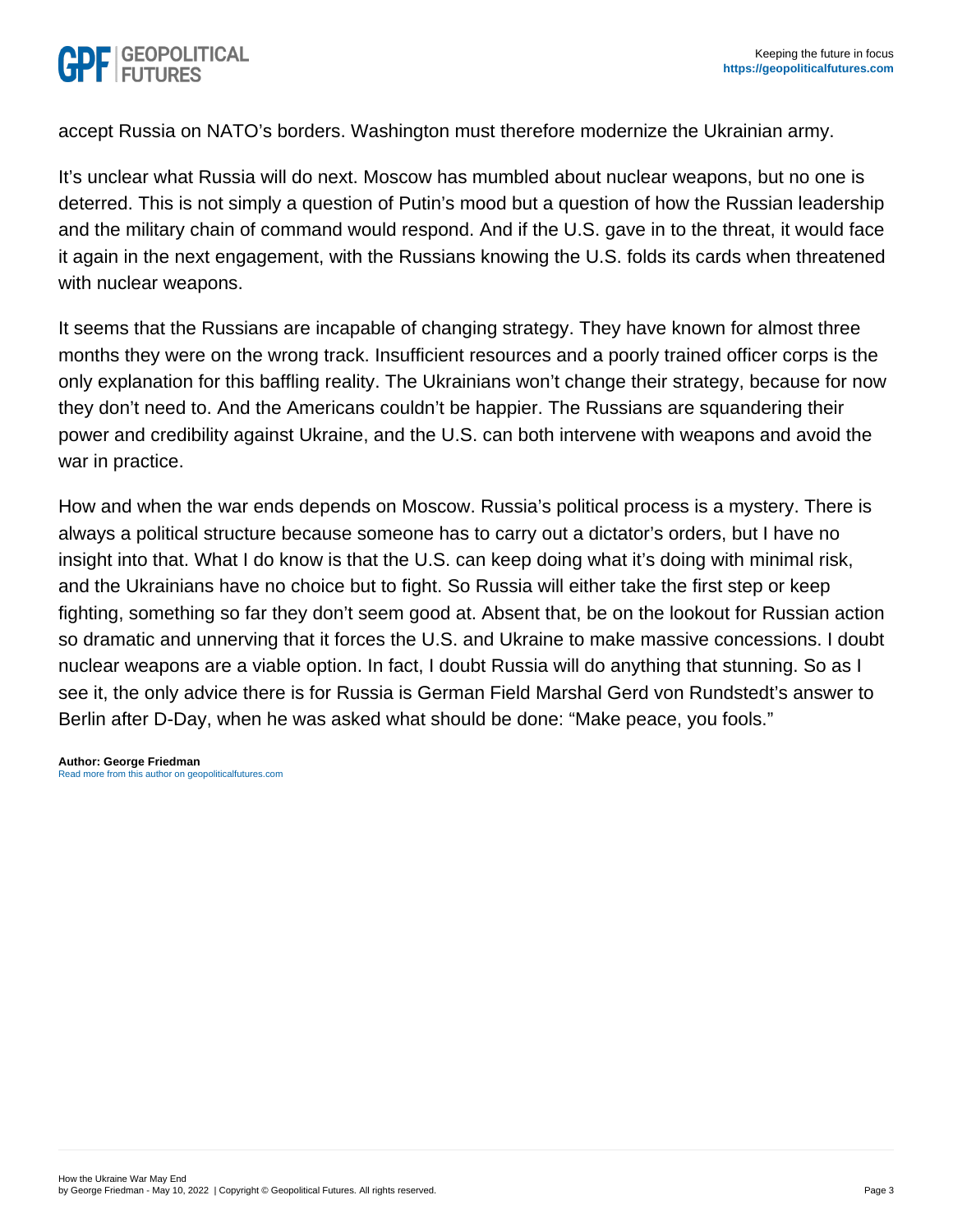accept Russia on NATO's borders. Washington must therefore modernize the Ukrainian army.

It's unclear what Russia will do next. Moscow has mumbled about nuclear weapons, but no one is deterred. This is not simply a question of Putin's mood but a question of how the Russian leadership and the military chain of command would respond. And if the U.S. gave in to the threat, it would face it again in the next engagement, with the Russians knowing the U.S. folds its cards when threatened with nuclear weapons.

It seems that the Russians are incapable of changing strategy. They have known for almost three months they were on the wrong track. Insufficient resources and a poorly trained officer corps is the only explanation for this baffling reality. The Ukrainians won't change their strategy, because for now they don't need to. And the Americans couldn't be happier. The Russians are squandering their power and credibility against Ukraine, and the U.S. can both intervene with weapons and avoid the war in practice.

How and when the war ends depends on Moscow. Russia's political process is a mystery. There is always a political structure because someone has to carry out a dictator's orders, but I have no insight into that. What I do know is that the U.S. can keep doing what it's doing with minimal risk, and the Ukrainians have no choice but to fight. So Russia will either take the first step or keep fighting, something so far they don't seem good at. Absent that, be on the lookout for Russian action so dramatic and unnerving that it forces the U.S. and Ukraine to make massive concessions. I doubt nuclear weapons are a viable option. In fact, I doubt Russia will do anything that stunning. So as I see it, the only advice there is for Russia is German Field Marshal Gerd von Rundstedt's answer to Berlin after D-Day, when he was asked what should be done: "Make peace, you fools."

**Author: George Friedman**
Read more from this author on geopoliticalfutures.com